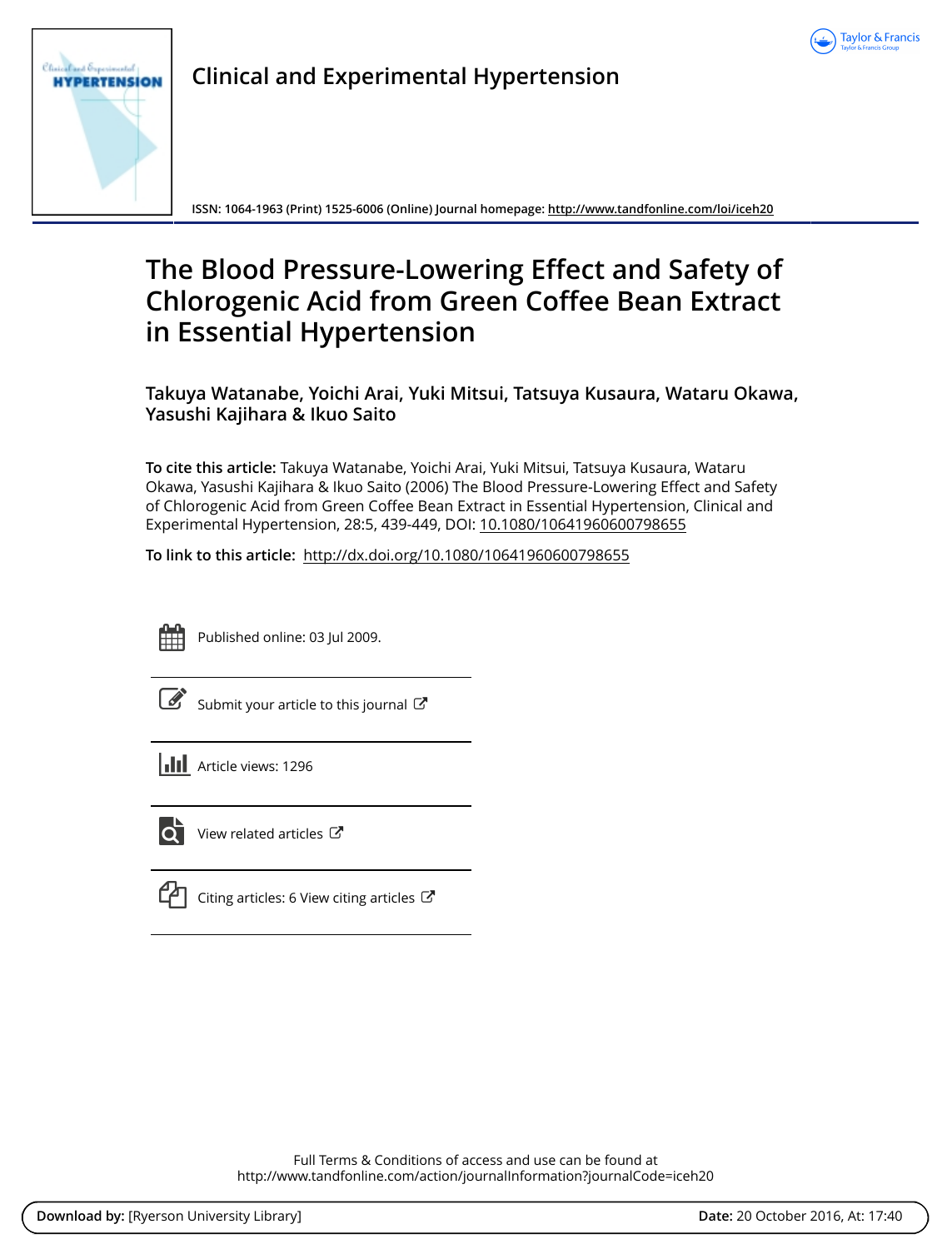# Clinical and Experimental Hypertension

ISSN: 1064-1963 (Print) 1525-6006 (Online) Journal homepage: http://www.tandfonline.com/loi/iceh20

# The Blood Pressure-Lowering Effect and Safety of Chlorogenic Acid from Green Coffee Bean Extract in Essential Hypertension

**Takuya Watanabe, Yoichi Arai, Yuki Mitsui, Tatsuya Kusaura, Wataru Okawa, Yasushi Kajihara & Ikuo Saito**

**To cite this article:** Takuya Watanabe, Yoichi Arai, Yuki Mitsui, Tatsuya Kusaura, Wataru Okawa, Yasushi Kajihara & Ikuo Saito (2006) The Blood Pressure-Lowering Effect and Safety of Chlorogenic Acid from Green Coffee Bean Extract in Essential Hypertension, Clinical and Experimental Hypertension, 28:5, 439-449, DOI: 10.1080/10641960600798655

**To link to this article:** http://dx.doi.org/10.1080/10641960600798655

Published online: 03 Jul 2009.

Submit your article to this journal

Article views: 1296

View related articles

Citing articles: 6 View citing articles

Full Terms & Conditions of access and use can be found at
http://www.tandfonline.com/action/journalInformation?journalCode=iceh20

**Download by:** [Ryerson University Library] **Date:** 20 October 2016, At: 17:40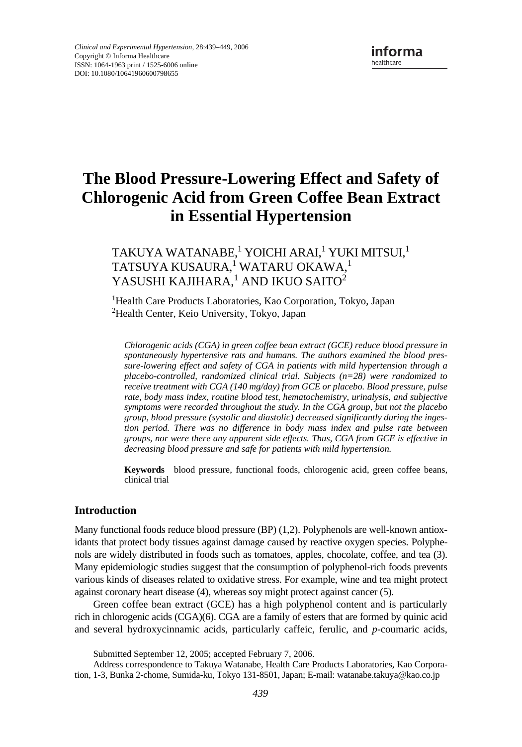# The Blood Pressure-Lowering Effect and Safety of Chlorogenic Acid from Green Coffee Bean Extract in Essential Hypertension

TAKUYA WATANABE,[1] YOICHI ARAI,[1] YUKI MITSUI,[1] TATSUYA KUSAURA,[1] WATARU OKAWA,[1] YASUSHI KAJIHARA,[1] AND IKUO SAITO[2]

[1]Health Care Products Laboratories, Kao Corporation, Tokyo, Japan
[2]Health Center, Keio University, Tokyo, Japan

*Chlorogenic acids (CGA) in green coffee bean extract (GCE) reduce blood pressure in spontaneously hypertensive rats and humans. The authors examined the blood pressure-lowering effect and safety of CGA in patients with mild hypertension through a placebo-controlled, randomized clinical trial. Subjects (n=28) were randomized to receive treatment with CGA (140 mg/day) from GCE or placebo. Blood pressure, pulse rate, body mass index, routine blood test, hematochemistry, urinalysis, and subjective symptoms were recorded throughout the study. In the CGA group, but not the placebo group, blood pressure (systolic and diastolic) decreased significantly during the ingestion period. There was no difference in body mass index and pulse rate between groups, nor were there any apparent side effects. Thus, CGA from GCE is effective in decreasing blood pressure and safe for patients with mild hypertension.*

**Keywords** blood pressure, functional foods, chlorogenic acid, green coffee beans, clinical trial

## Introduction

Many functional foods reduce blood pressure (BP) (1,2). Polyphenols are well-known antioxidants that protect body tissues against damage caused by reactive oxygen species. Polyphenols are widely distributed in foods such as tomatoes, apples, chocolate, coffee, and tea (3). Many epidemiologic studies suggest that the consumption of polyphenol-rich foods prevents various kinds of diseases related to oxidative stress. For example, wine and tea might protect against coronary heart disease (4), whereas soy might protect against cancer (5).

Green coffee bean extract (GCE) has a high polyphenol content and is particularly rich in chlorogenic acids (CGA)(6). CGA are a family of esters that are formed by quinic acid and several hydroxycinnamic acids, particularly caffeic, ferulic, and *p*-coumaric acids,

Submitted September 12, 2005; accepted February 7, 2006.

Address correspondence to Takuya Watanabe, Health Care Products Laboratories, Kao Corporation, 1-3, Bunka 2-chome, Sumida-ku, Tokyo 131-8501, Japan; E-mail: watanabe.takuya@kao.co.jp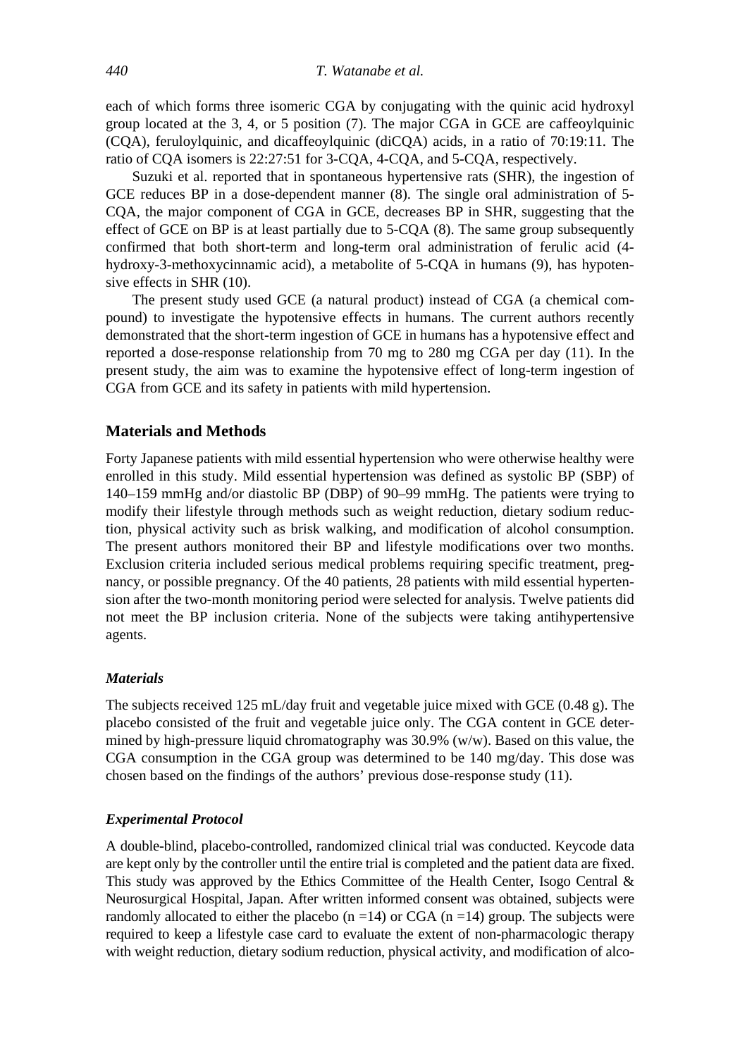each of which forms three isomeric CGA by conjugating with the quinic acid hydroxyl group located at the 3, 4, or 5 position (7). The major CGA in GCE are caffeoylquinic (CQA), feruloylquinic, and dicaffeoylquinic (diCQA) acids, in a ratio of 70:19:11. The ratio of CQA isomers is 22:27:51 for 3-CQA, 4-CQA, and 5-CQA, respectively.

Suzuki et al. reported that in spontaneous hypertensive rats (SHR), the ingestion of GCE reduces BP in a dose-dependent manner (8). The single oral administration of 5-CQA, the major component of CGA in GCE, decreases BP in SHR, suggesting that the effect of GCE on BP is at least partially due to 5-CQA (8). The same group subsequently confirmed that both short-term and long-term oral administration of ferulic acid (4-hydroxy-3-methoxycinnamic acid), a metabolite of 5-CQA in humans (9), has hypotensive effects in SHR (10).

The present study used GCE (a natural product) instead of CGA (a chemical compound) to investigate the hypotensive effects in humans. The current authors recently demonstrated that the short-term ingestion of GCE in humans has a hypotensive effect and reported a dose-response relationship from 70 mg to 280 mg CGA per day (11). In the present study, the aim was to examine the hypotensive effect of long-term ingestion of CGA from GCE and its safety in patients with mild hypertension.

## Materials and Methods

Forty Japanese patients with mild essential hypertension who were otherwise healthy were enrolled in this study. Mild essential hypertension was defined as systolic BP (SBP) of 140–159 mmHg and/or diastolic BP (DBP) of 90–99 mmHg. The patients were trying to modify their lifestyle through methods such as weight reduction, dietary sodium reduction, physical activity such as brisk walking, and modification of alcohol consumption. The present authors monitored their BP and lifestyle modifications over two months. Exclusion criteria included serious medical problems requiring specific treatment, pregnancy, or possible pregnancy. Of the 40 patients, 28 patients with mild essential hypertension after the two-month monitoring period were selected for analysis. Twelve patients did not meet the BP inclusion criteria. None of the subjects were taking antihypertensive agents.

### *Materials*

The subjects received 125 mL/day fruit and vegetable juice mixed with GCE (0.48 g). The placebo consisted of the fruit and vegetable juice only. The CGA content in GCE determined by high-pressure liquid chromatography was 30.9% (w/w). Based on this value, the CGA consumption in the CGA group was determined to be 140 mg/day. This dose was chosen based on the findings of the authors' previous dose-response study (11).

### *Experimental Protocol*

A double-blind, placebo-controlled, randomized clinical trial was conducted. Keycode data are kept only by the controller until the entire trial is completed and the patient data are fixed. This study was approved by the Ethics Committee of the Health Center, Isogo Central & Neurosurgical Hospital, Japan. After written informed consent was obtained, subjects were randomly allocated to either the placebo ($n = 14$) or CGA ($n = 14$) group. The subjects were required to keep a lifestyle case card to evaluate the extent of non-pharmacologic therapy with weight reduction, dietary sodium reduction, physical activity, and modification of alco-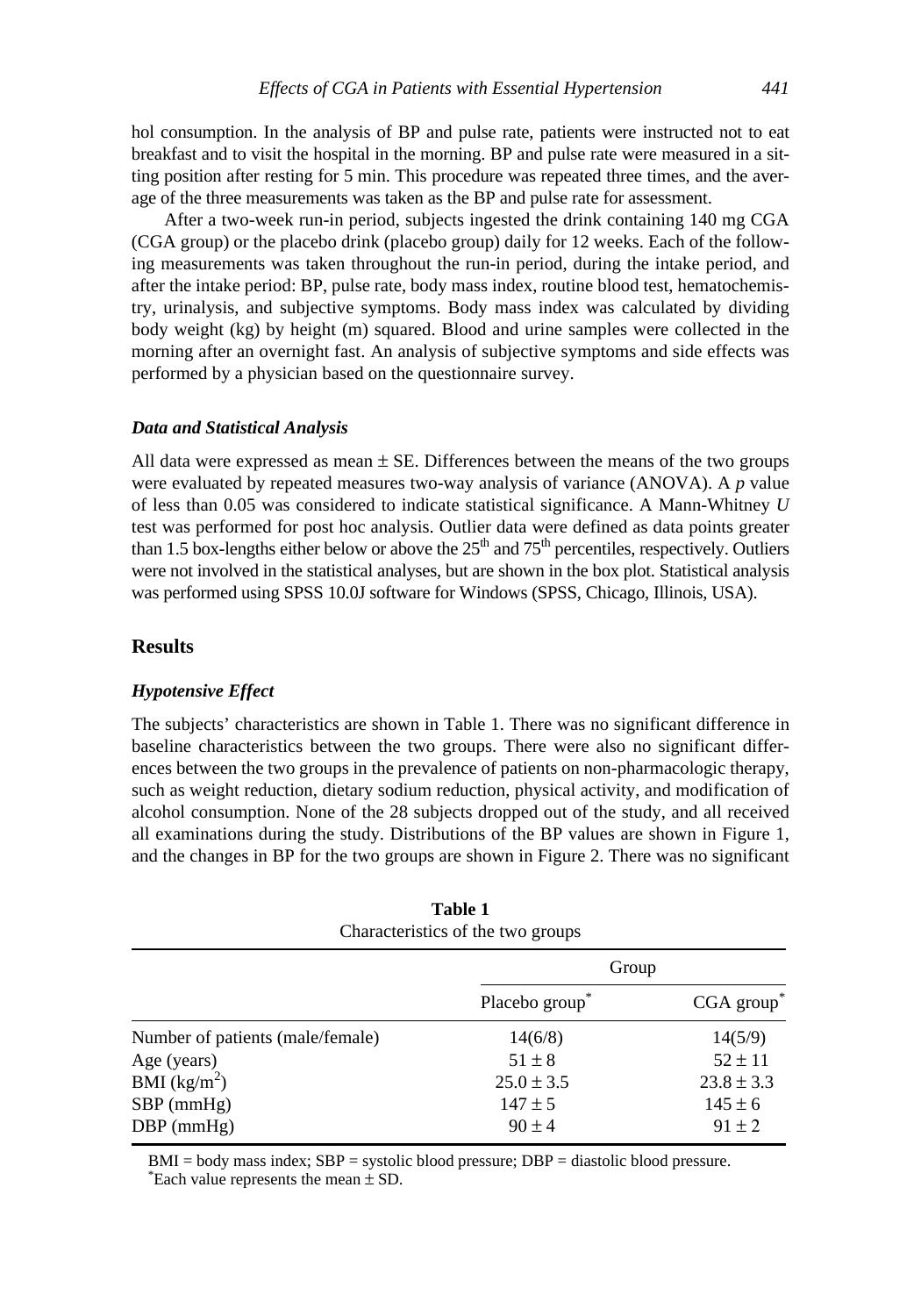hol consumption. In the analysis of BP and pulse rate, patients were instructed not to eat breakfast and to visit the hospital in the morning. BP and pulse rate were measured in a sitting position after resting for 5 min. This procedure was repeated three times, and the average of the three measurements was taken as the BP and pulse rate for assessment.

After a two-week run-in period, subjects ingested the drink containing 140 mg CGA (CGA group) or the placebo drink (placebo group) daily for 12 weeks. Each of the following measurements was taken throughout the run-in period, during the intake period, and after the intake period: BP, pulse rate, body mass index, routine blood test, hematochemistry, urinalysis, and subjective symptoms. Body mass index was calculated by dividing body weight (kg) by height (m) squared. Blood and urine samples were collected in the morning after an overnight fast. An analysis of subjective symptoms and side effects was performed by a physician based on the questionnaire survey.

### *Data and Statistical Analysis*

All data were expressed as mean ± SE. Differences between the means of the two groups were evaluated by repeated measures two-way analysis of variance (ANOVA). A $p$ value of less than 0.05 was considered to indicate statistical significance. A Mann-Whitney $U$ test was performed for post hoc analysis. Outlier data were defined as data points greater than 1.5 box-lengths either below or above the 25th and 75th percentiles, respectively. Outliers were not involved in the statistical analyses, but are shown in the box plot. Statistical analysis was performed using SPSS 10.0J software for Windows (SPSS, Chicago, Illinois, USA).

## Results

### *Hypotensive Effect*

The subjects' characteristics are shown in Table 1. There was no significant difference in baseline characteristics between the two groups. There were also no significant differences between the two groups in the prevalence of patients on non-pharmacologic therapy, such as weight reduction, dietary sodium reduction, physical activity, and modification of alcohol consumption. None of the 28 subjects dropped out of the study, and all received all examinations during the study. Distributions of the BP values are shown in Figure 1, and the changes in BP for the two groups are shown in Figure 2. There was no significant

**Table 1**
Characteristics of the two groups

| | Group | |
|---|---|---|
| | Placebo group* | CGA group* |
| Number of patients (male/female) | 14(6/8) | 14(5/9) |
| Age (years) | 51 ± 8 | 52 ± 11 |
| BMI ($kg/m^2$) | 25.0 ± 3.5 | 23.8 ± 3.3 |
| SBP (mmHg) | 147 ± 5 | 145 ± 6 |
| DBP (mmHg) | 90 ± 4 | 91 ± 2 |

BMI = body mass index; SBP = systolic blood pressure; DBP = diastolic blood pressure.
*Each value represents the mean ± SD.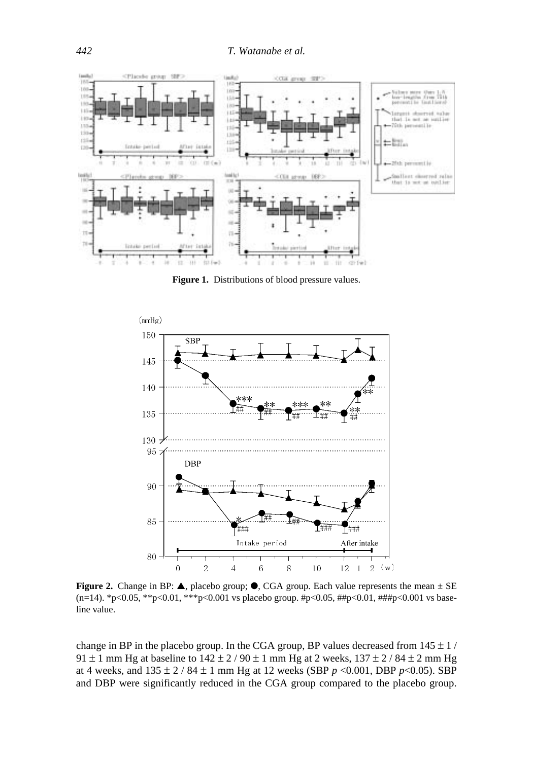**Figure 1.** Distributions of blood pressure values.

**Figure 2.** Change in BP: ▲, placebo group; ●, CGA group. Each value represents the mean ± SE (n=14). *p<0.05, **p<0.01, ***p<0.001 vs placebo group. #p<0.05, ##p<0.01, ###p<0.001 vs baseline value.

change in BP in the placebo group. In the CGA group, BP values decreased from 145 ± 1 / 91 ± 1 mm Hg at baseline to 142 ± 2 / 90 ± 1 mm Hg at 2 weeks, 137 ± 2 / 84 ± 2 mm Hg at 4 weeks, and 135 ± 2 / 84 ± 1 mm Hg at 12 weeks (SBP $p < 0.001$, DBP $p < 0.05$). SBP and DBP were significantly reduced in the CGA group compared to the placebo group.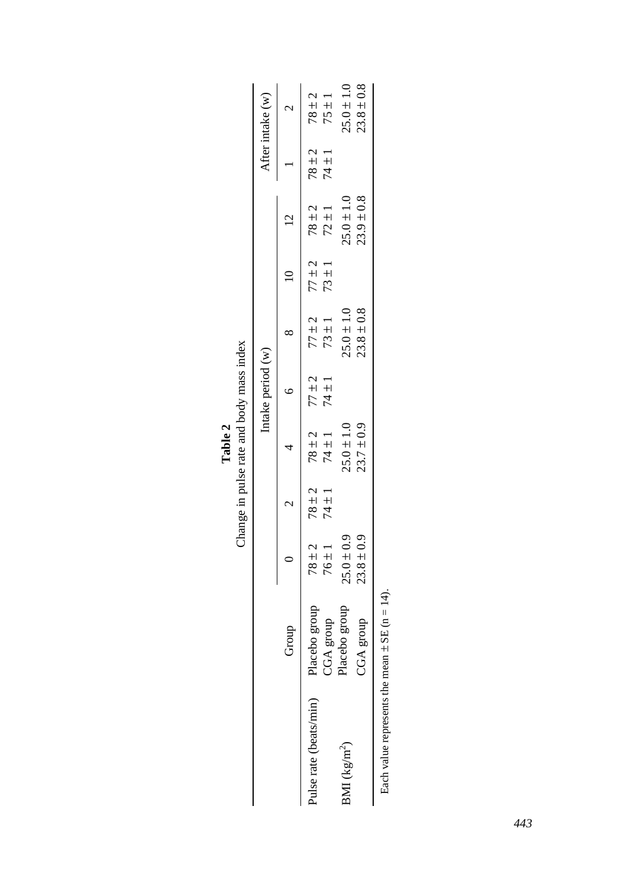**Table 2**

Change in pulse rate and body mass index

| | Group | Intake period (w) | | | | | | | After intake (w) | |
|---|---|---|---|---|---|---|---|---|---|---|
| | | 0 | 2 | 4 | 6 | 8 | 10 | 12 | 1 | 2 |
| Pulse rate (beats/min) | Placebo group | 78 ± 2 | 78 ± 2 | 78 ± 2 | 77 ± 2 | 77 ± 2 | 77 ± 2 | 78 ± 2 | 78 ± 2 | 78 ± 2 |
| | CGA group | 76 ± 1 | 74 ± 1 | 74 ± 1 | 74 ± 1 | 73 ± 1 | 73 ± 1 | 72 ± 1 | 74 ± 1 | 75 ± 1 |
| BMI ($kg/m^2$) | Placebo group | 25.0 ± 0.9 | | 25.0 ± 1.0 | | 25.0 ± 1.0 | | 25.0 ± 1.0 | | 25.0 ± 1.0 |
| | CGA group | 23.8 ± 0.9 | | 23.7 ± 0.9 | | 23.8 ± 0.8 | | 23.9 ± 0.8 | | 23.8 ± 0.8 |

Each value represents the mean ± SE (n = 14).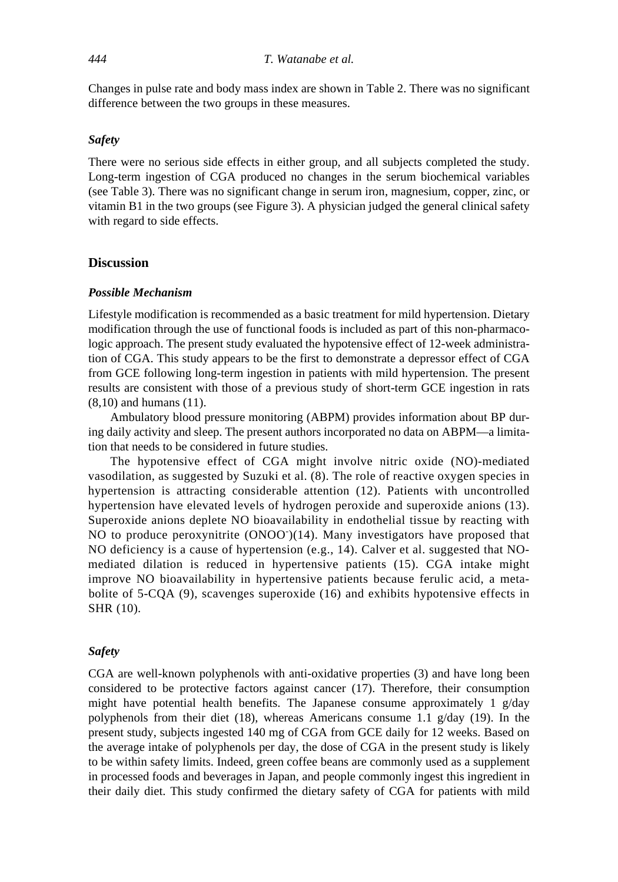Changes in pulse rate and body mass index are shown in Table 2. There was no significant difference between the two groups in these measures.

### *Safety*

There were no serious side effects in either group, and all subjects completed the study. Long-term ingestion of CGA produced no changes in the serum biochemical variables (see Table 3). There was no significant change in serum iron, magnesium, copper, zinc, or vitamin B1 in the two groups (see Figure 3). A physician judged the general clinical safety with regard to side effects.

## Discussion

### *Possible Mechanism*

Lifestyle modification is recommended as a basic treatment for mild hypertension. Dietary modification through the use of functional foods is included as part of this non-pharmacologic approach. The present study evaluated the hypotensive effect of 12-week administration of CGA. This study appears to be the first to demonstrate a depressor effect of CGA from GCE following long-term ingestion in patients with mild hypertension. The present results are consistent with those of a previous study of short-term GCE ingestion in rats (8,10) and humans (11).

Ambulatory blood pressure monitoring (ABPM) provides information about BP during daily activity and sleep. The present authors incorporated no data on ABPM—a limitation that needs to be considered in future studies.

The hypotensive effect of CGA might involve nitric oxide (NO)-mediated vasodilation, as suggested by Suzuki et al. (8). The role of reactive oxygen species in hypertension is attracting considerable attention (12). Patients with uncontrolled hypertension have elevated levels of hydrogen peroxide and superoxide anions (13). Superoxide anions deplete NO bioavailability in endothelial tissue by reacting with NO to produce peroxynitrite ($ONOO^-$)(14). Many investigators have proposed that NO deficiency is a cause of hypertension (e.g., 14). Calver et al. suggested that NO-mediated dilation is reduced in hypertensive patients (15). CGA intake might improve NO bioavailability in hypertensive patients because ferulic acid, a metabolite of 5-CQA (9), scavenges superoxide (16) and exhibits hypotensive effects in SHR (10).

### *Safety*

CGA are well-known polyphenols with anti-oxidative properties (3) and have long been considered to be protective factors against cancer (17). Therefore, their consumption might have potential health benefits. The Japanese consume approximately 1 g/day polyphenols from their diet (18), whereas Americans consume 1.1 g/day (19). In the present study, subjects ingested 140 mg of CGA from GCE daily for 12 weeks. Based on the average intake of polyphenols per day, the dose of CGA in the present study is likely to be within safety limits. Indeed, green coffee beans are commonly used as a supplement in processed foods and beverages in Japan, and people commonly ingest this ingredient in their daily diet. This study confirmed the dietary safety of CGA for patients with mild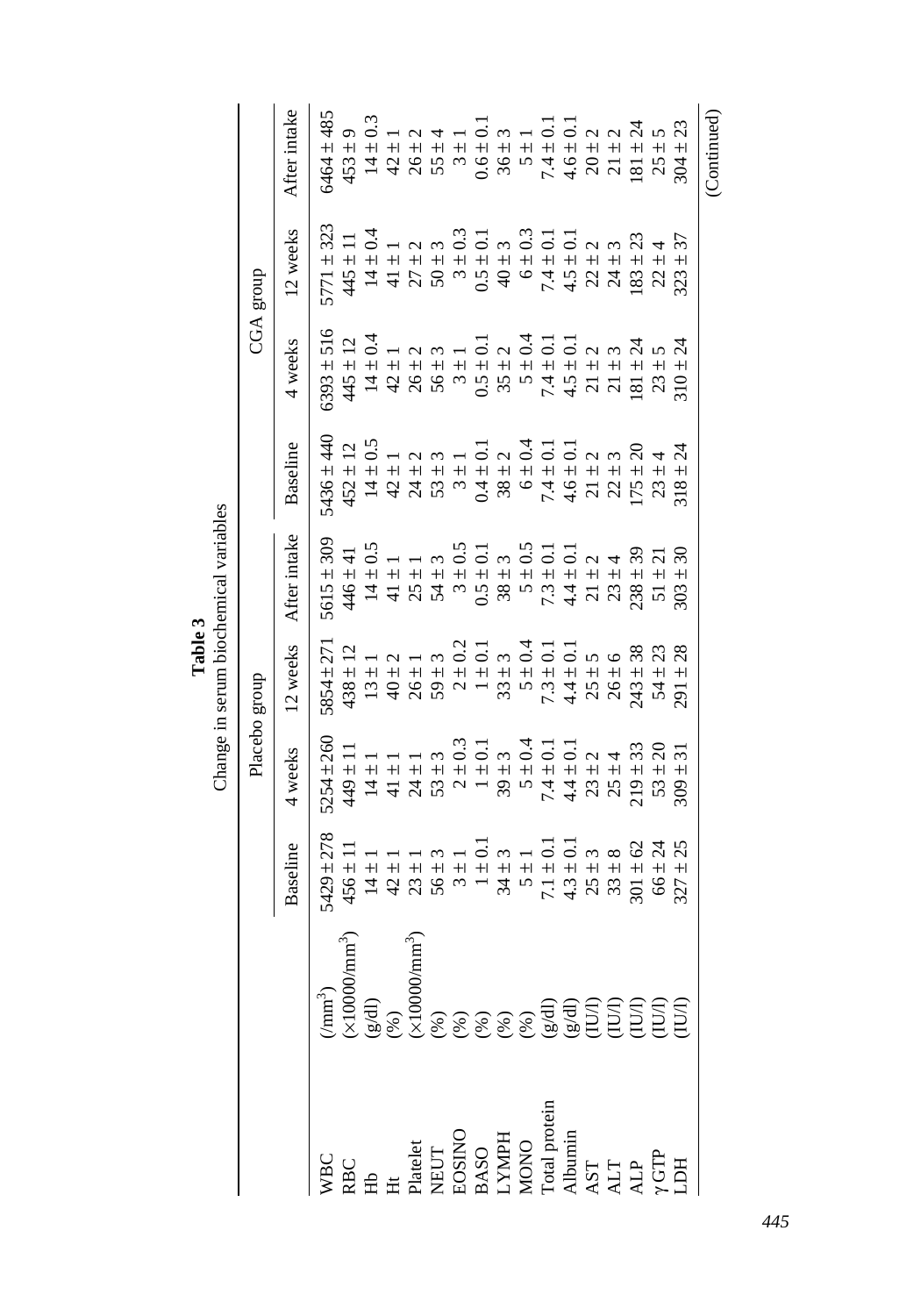**Table 3**
Change in serum biochemical variables

| | | Placebo group | | | | CGA group | | | |
|---|---|---|---|---|---|---|---|---|---|
| | | Baseline | 4 weeks | 12 weeks | After intake | Baseline | 4 weeks | 12 weeks | After intake |
| WBC | (/mm$^3$) | 5429 ± 278 | 5254 ± 260 | 5854 ± 271 | 5615 ± 309 | 5436 ± 440 | 6393 ± 516 | 5771 ± 323 | 6464 ± 485 |
| RBC | (×10000/mm$^3$) | 456 ± 11 | 449 ± 11 | 438 ± 12 | 446 ± 41 | 452 ± 12 | 445 ± 12 | 445 ± 11 | 453 ± 9 |
| Hb | (g/dl) | 14 ± 1 | 14 ± 1 | 13 ± 1 | 14 ± 0.5 | 14 ± 0.5 | 14 ± 0.4 | 14 ± 0.4 | 14 ± 0.3 |
| Ht | (%) | 42 ± 1 | 41 ± 1 | 40 ± 2 | 41 ± 1 | 42 ± 1 | 42 ± 1 | 41 ± 1 | 42 ± 1 |
| Platelet | (×10000/mm$^3$) | 23 ± 1 | 24 ± 1 | 26 ± 1 | 25 ± 1 | 24 ± 2 | 26 ± 2 | 27 ± 2 | 26 ± 2 |
| NEUT | (%) | 56 ± 3 | 53 ± 3 | 59 ± 3 | 54 ± 3 | 53 ± 3 | 56 ± 3 | 50 ± 3 | 55 ± 4 |
| EOSINO | (%) | 3 ± 1 | 2 ± 0.3 | 2 ± 0.2 | 3 ± 0.5 | 3 ± 1 | 3 ± 1 | 3 ± 0.3 | 3 ± 1 |
| BASO | (%) | 1 ± 0.1 | 1 ± 0.1 | 1 ± 0.1 | 0.5 ± 0.1 | 0.4 ± 0.1 | 0.5 ± 0.1 | 0.5 ± 0.1 | 0.6 ± 0.1 |
| LYMPH | (%) | 34 ± 3 | 39 ± 3 | 33 ± 3 | 38 ± 3 | 38 ± 2 | 35 ± 2 | 40 ± 3 | 36 ± 3 |
| MONO | (%) | 5 ± 1 | 5 ± 0.4 | 5 ± 0.4 | 5 ± 0.5 | 6 ± 0.4 | 5 ± 0.4 | 6 ± 0.3 | 5 ± 1 |
| Total protein | (g/dl) | 7.1 ± 0.1 | 7.4 ± 0.1 | 7.3 ± 0.1 | 7.3 ± 0.1 | 7.4 ± 0.1 | 7.4 ± 0.1 | 7.4 ± 0.1 | 7.4 ± 0.1 |
| Albumin | (g/dl) | 4.3 ± 0.1 | 4.4 ± 0.1 | 4.4 ± 0.1 | 4.4 ± 0.1 | 4.6 ± 0.1 | 4.5 ± 0.1 | 4.5 ± 0.1 | 4.6 ± 0.1 |
| AST | (IU/l) | 25 ± 3 | 23 ± 2 | 25 ± 5 | 21 ± 2 | 21 ± 2 | 21 ± 2 | 22 ± 2 | 20 ± 2 |
| ALT | (IU/l) | 33 ± 8 | 25 ± 4 | 26 ± 6 | 23 ± 4 | 22 ± 3 | 21 ± 3 | 24 ± 3 | 21 ± 2 |
| ALP | (IU/l) | 301 ± 62 | 219 ± 33 | 243 ± 38 | 238 ± 39 | 175 ± 20 | 181 ± 24 | 183 ± 23 | 181 ± 24 |
| γ GTP | (IU/l) | 66 ± 24 | 53 ± 20 | 54 ± 23 | 51 ± 21 | 23 ± 4 | 23 ± 5 | 22 ± 4 | 25 ± 5 |
| LDH | (IU/l) | 327 ± 25 | 309 ± 31 | 291 ± 28 | 303 ± 30 | 318 ± 24 | 310 ± 24 | 323 ± 37 | 304 ± 23 |

(Continued)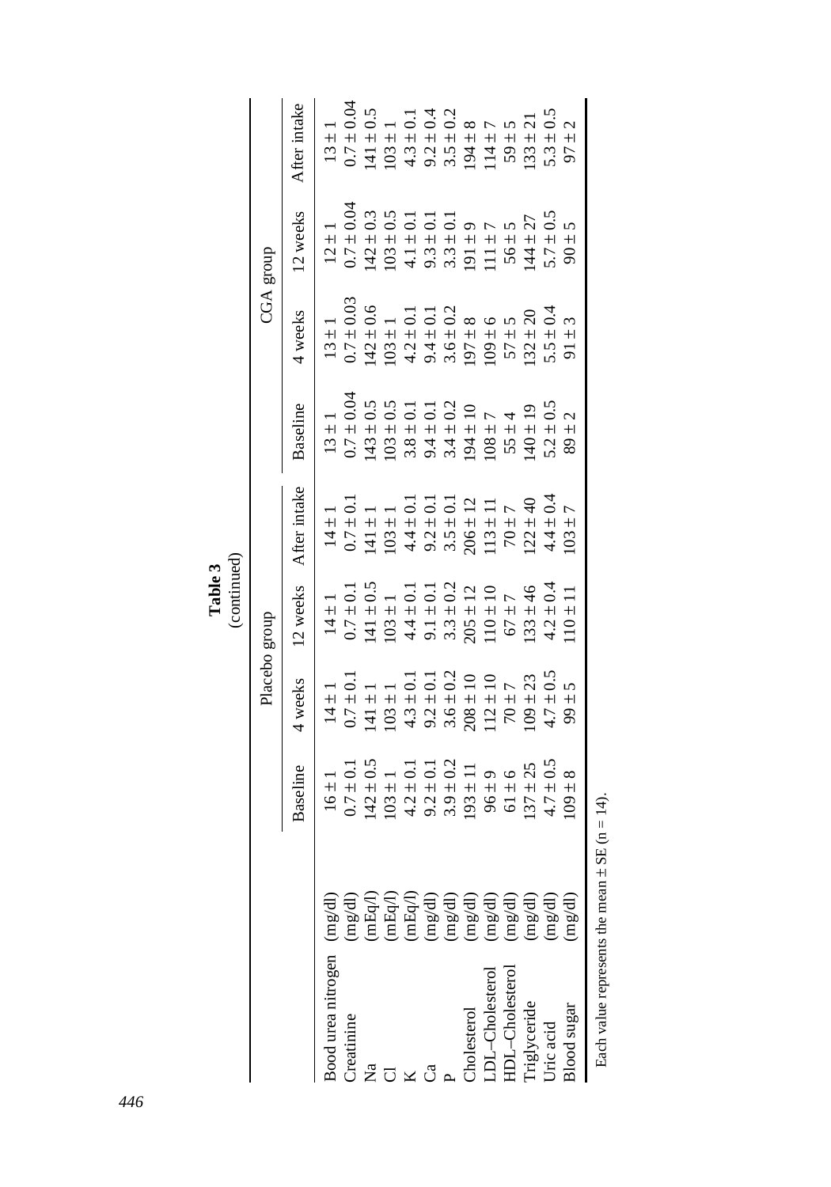**Table 3**
(continued)

| | | Placebo group | | | | CGA group | | | |
|---|---|---|---|---|---|---|---|---|---|
| | | Baseline | 4 weeks | 12 weeks | After intake | Baseline | 4 weeks | 12 weeks | After intake |
| Bood urea nitrogen | (mg/dl) | 16 ± 1 | 14 ± 1 | 14 ± 1 | 14 ± 1 | 13 ± 1 | 13 ± 1 | 12 ± 1 | 13 ± 1 |
| Creatinine | (mg/dl) | 0.7 ± 0.1 | 0.7 ± 0.1 | 0.7 ± 0.1 | 0.7 ± 0.1 | 0.7 ± 0.04 | 0.7 ± 0.03 | 0.7 ± 0.04 | 0.7 ± 0.04 |
| Na | (mEq/l) | 142 ± 0.5 | 141 ± 1 | 141 ± 0.5 | 141 ± 1 | 143 ± 0.5 | 142 ± 0.6 | 142 ± 0.3 | 141 ± 0.5 |
| Cl | (mEq/l) | 103 ± 1 | 103 ± 1 | 103 ± 1 | 103 ± 1 | 103 ± 0.5 | 103 ± 1 | 103 ± 0.5 | 103 ± 1 |
| K | (mEq/l) | 4.2 ± 0.1 | 4.3 ± 0.1 | 4.4 ± 0.1 | 4.4 ± 0.1 | 3.8 ± 0.1 | 4.2 ± 0.1 | 4.1 ± 0.1 | 4.3 ± 0.1 |
| Ca | (mg/dl) | 9.2 ± 0.1 | 9.2 ± 0.1 | 9.1 ± 0.1 | 9.2 ± 0.1 | 9.4 ± 0.1 | 9.4 ± 0.1 | 9.3 ± 0.1 | 9.2 ± 0.4 |
| P | (mg/dl) | 3.9 ± 0.2 | 3.6 ± 0.2 | 3.3 ± 0.2 | 3.5 ± 0.1 | 3.4 ± 0.2 | 3.6 ± 0.2 | 3.3 ± 0.1 | 3.5 ± 0.2 |
| Cholesterol | (mg/dl) | 193 ± 11 | 208 ± 10 | 205 ± 12 | 206 ± 12 | 194 ± 10 | 197 ± 8 | 191 ± 9 | 194 ± 8 |
| LDL–Cholesterol | (mg/dl) | 96 ± 9 | 112 ± 10 | 110 ± 10 | 113 ± 11 | 108 ± 7 | 109 ± 6 | 111 ± 7 | 114 ± 7 |
| HDL–Cholesterol | (mg/dl) | 61 ± 6 | 70 ± 7 | 67 ± 7 | 70 ± 7 | 55 ± 4 | 57 ± 5 | 56 ± 5 | 59 ± 5 |
| Triglyceride | (mg/dl) | 137 ± 25 | 109 ± 23 | 133 ± 46 | 122 ± 40 | 140 ± 19 | 132 ± 20 | 144 ± 27 | 133 ± 21 |
| Uric acid | (mg/dl) | 4.7 ± 0.5 | 4.7 ± 0.5 | 4.2 ± 0.4 | 4.4 ± 0.4 | 5.2 ± 0.5 | 5.5 ± 0.4 | 5.7 ± 0.5 | 5.3 ± 0.5 |
| Blood sugar | (mg/dl) | 109 ± 8 | 99 ± 5 | 110 ± 11 | 103 ± 7 | 89 ± 2 | 91 ± 3 | 90 ± 5 | 97 ± 2 |

Each value represents the mean ± SE (n = 14).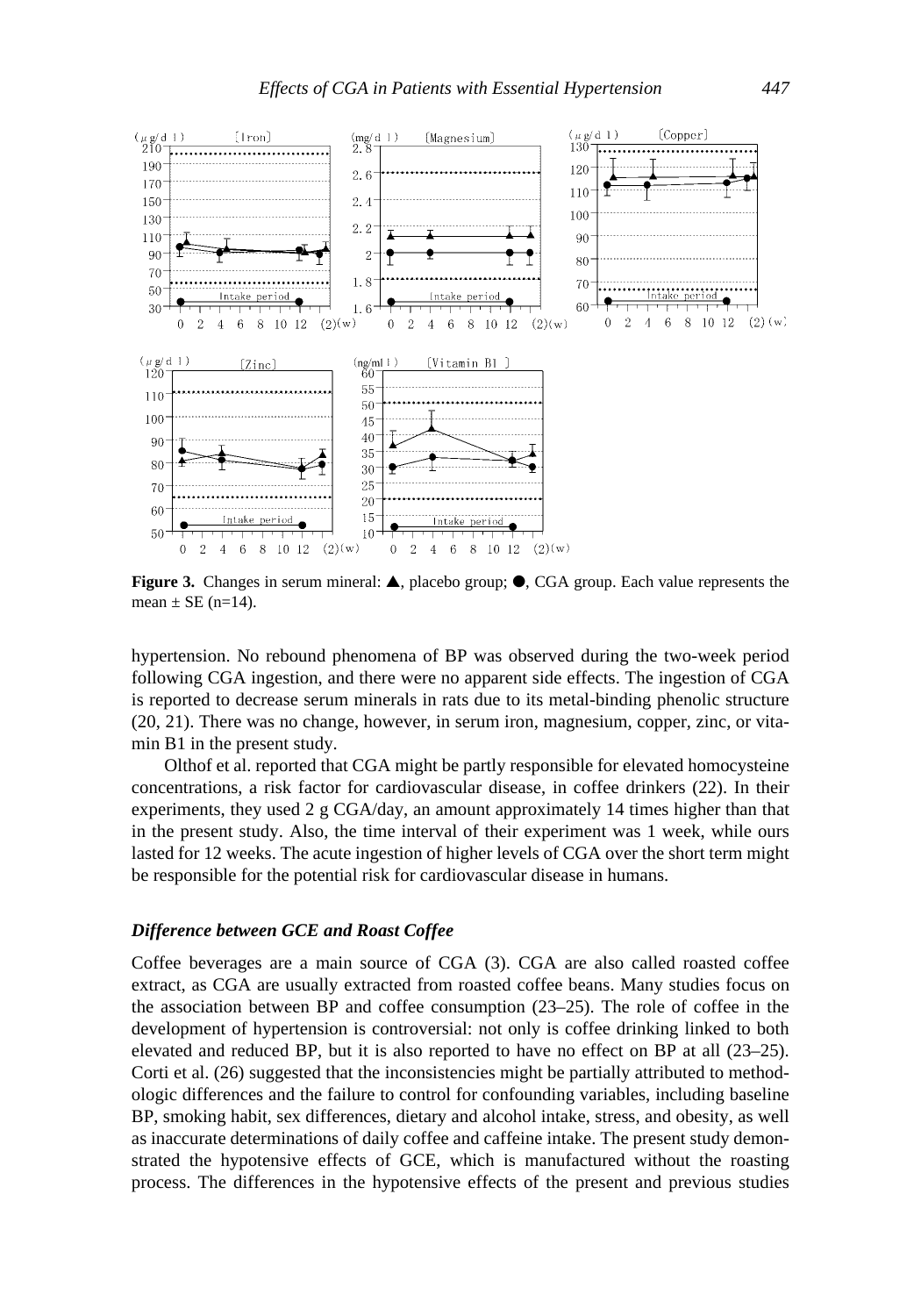**Figure 3.** Changes in serum mineral: ▲, placebo group; ●, CGA group. Each value represents the mean ± SE (n=14).

hypertension. No rebound phenomena of BP was observed during the two-week period following CGA ingestion, and there were no apparent side effects. The ingestion of CGA is reported to decrease serum minerals in rats due to its metal-binding phenolic structure (20, 21). There was no change, however, in serum iron, magnesium, copper, zinc, or vitamin B1 in the present study.

Olthof et al. reported that CGA might be partly responsible for elevated homocysteine concentrations, a risk factor for cardiovascular disease, in coffee drinkers (22). In their experiments, they used 2 g CGA/day, an amount approximately 14 times higher than that in the present study. Also, the time interval of their experiment was 1 week, while ours lasted for 12 weeks. The acute ingestion of higher levels of CGA over the short term might be responsible for the potential risk for cardiovascular disease in humans.

### *Difference between GCE and Roast Coffee*

Coffee beverages are a main source of CGA (3). CGA are also called roasted coffee extract, as CGA are usually extracted from roasted coffee beans. Many studies focus on the association between BP and coffee consumption (23–25). The role of coffee in the development of hypertension is controversial: not only is coffee drinking linked to both elevated and reduced BP, but it is also reported to have no effect on BP at all (23–25). Corti et al. (26) suggested that the inconsistencies might be partially attributed to methodologic differences and the failure to control for confounding variables, including baseline BP, smoking habit, sex differences, dietary and alcohol intake, stress, and obesity, as well as inaccurate determinations of daily coffee and caffeine intake. The present study demonstrated the hypotensive effects of GCE, which is manufactured without the roasting process. The differences in the hypotensive effects of the present and previous studies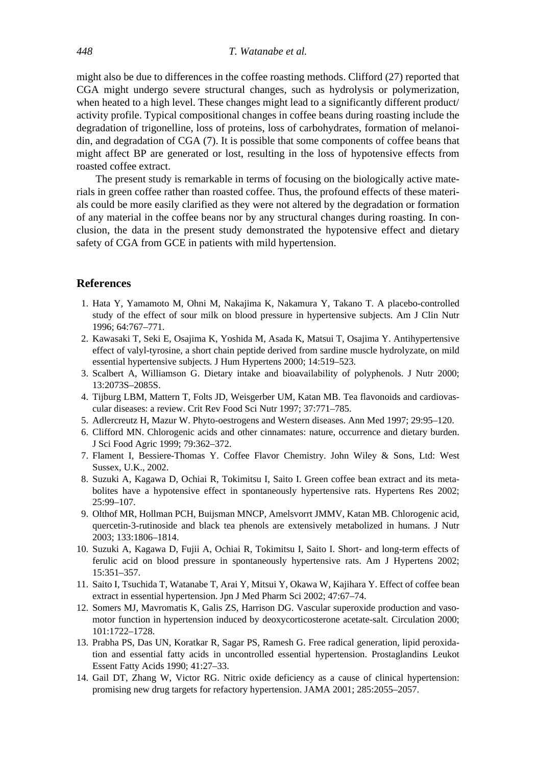might also be due to differences in the coffee roasting methods. Clifford (27) reported that CGA might undergo severe structural changes, such as hydrolysis or polymerization, when heated to a high level. These changes might lead to a significantly different product/activity profile. Typical compositional changes in coffee beans during roasting include the degradation of trigonelline, loss of proteins, loss of carbohydrates, formation of melanoidin, and degradation of CGA (7). It is possible that some components of coffee beans that might affect BP are generated or lost, resulting in the loss of hypotensive effects from roasted coffee extract.

The present study is remarkable in terms of focusing on the biologically active materials in green coffee rather than roasted coffee. Thus, the profound effects of these materials could be more easily clarified as they were not altered by the degradation or formation of any material in the coffee beans nor by any structural changes during roasting. In conclusion, the data in the present study demonstrated the hypotensive effect and dietary safety of CGA from GCE in patients with mild hypertension.

## References

1. Hata Y, Yamamoto M, Ohni M, Nakajima K, Nakamura Y, Takano T. A placebo-controlled study of the effect of sour milk on blood pressure in hypertensive subjects. Am J Clin Nutr 1996; 64:767–771.
2. Kawasaki T, Seki E, Osajima K, Yoshida M, Asada K, Matsui T, Osajima Y. Antihypertensive effect of valyl-tyrosine, a short chain peptide derived from sardine muscle hydrolyzate, on mild essential hypertensive subjects. J Hum Hypertens 2000; 14:519–523.
3. Scalbert A, Williamson G. Dietary intake and bioavailability of polyphenols. J Nutr 2000; 13:2073S–2085S.
4. Tijburg LBM, Mattern T, Folts JD, Weisgerber UM, Katan MB. Tea flavonoids and cardiovascular diseases: a review. Crit Rev Food Sci Nutr 1997; 37:771–785.
5. Adlercreutz H, Mazur W. Phyto-oestrogens and Western diseases. Ann Med 1997; 29:95–120.
6. Clifford MN. Chlorogenic acids and other cinnamates: nature, occurrence and dietary burden. J Sci Food Agric 1999; 79:362–372.
7. Flament I, Bessiere-Thomas Y. Coffee Flavor Chemistry. John Wiley & Sons, Ltd: West Sussex, U.K., 2002.
8. Suzuki A, Kagawa D, Ochiai R, Tokimitsu I, Saito I. Green coffee bean extract and its metabolites have a hypotensive effect in spontaneously hypertensive rats. Hypertens Res 2002; 25:99–107.
9. Olthof MR, Hollman PCH, Buijsman MNCP, Amelsvorrt JMMV, Katan MB. Chlorogenic acid, quercetin-3-rutinoside and black tea phenols are extensively metabolized in humans. J Nutr 2003; 133:1806–1814.
10. Suzuki A, Kagawa D, Fujii A, Ochiai R, Tokimitsu I, Saito I. Short- and long-term effects of ferulic acid on blood pressure in spontaneously hypertensive rats. Am J Hypertens 2002; 15:351–357.
11. Saito I, Tsuchida T, Watanabe T, Arai Y, Mitsui Y, Okawa W, Kajihara Y. Effect of coffee bean extract in essential hypertension. Jpn J Med Pharm Sci 2002; 47:67–74.
12. Somers MJ, Mavromatis K, Galis ZS, Harrison DG. Vascular superoxide production and vasomotor function in hypertension induced by deoxycorticosterone acetate-salt. Circulation 2000; 101:1722–1728.
13. Prabha PS, Das UN, Koratkar R, Sagar PS, Ramesh G. Free radical generation, lipid peroxidation and essential fatty acids in uncontrolled essential hypertension. Prostaglandins Leukot Essent Fatty Acids 1990; 41:27–33.
14. Gail DT, Zhang W, Victor RG. Nitric oxide deficiency as a cause of clinical hypertension: promising new drug targets for refactory hypertension. JAMA 2001; 285:2055–2057.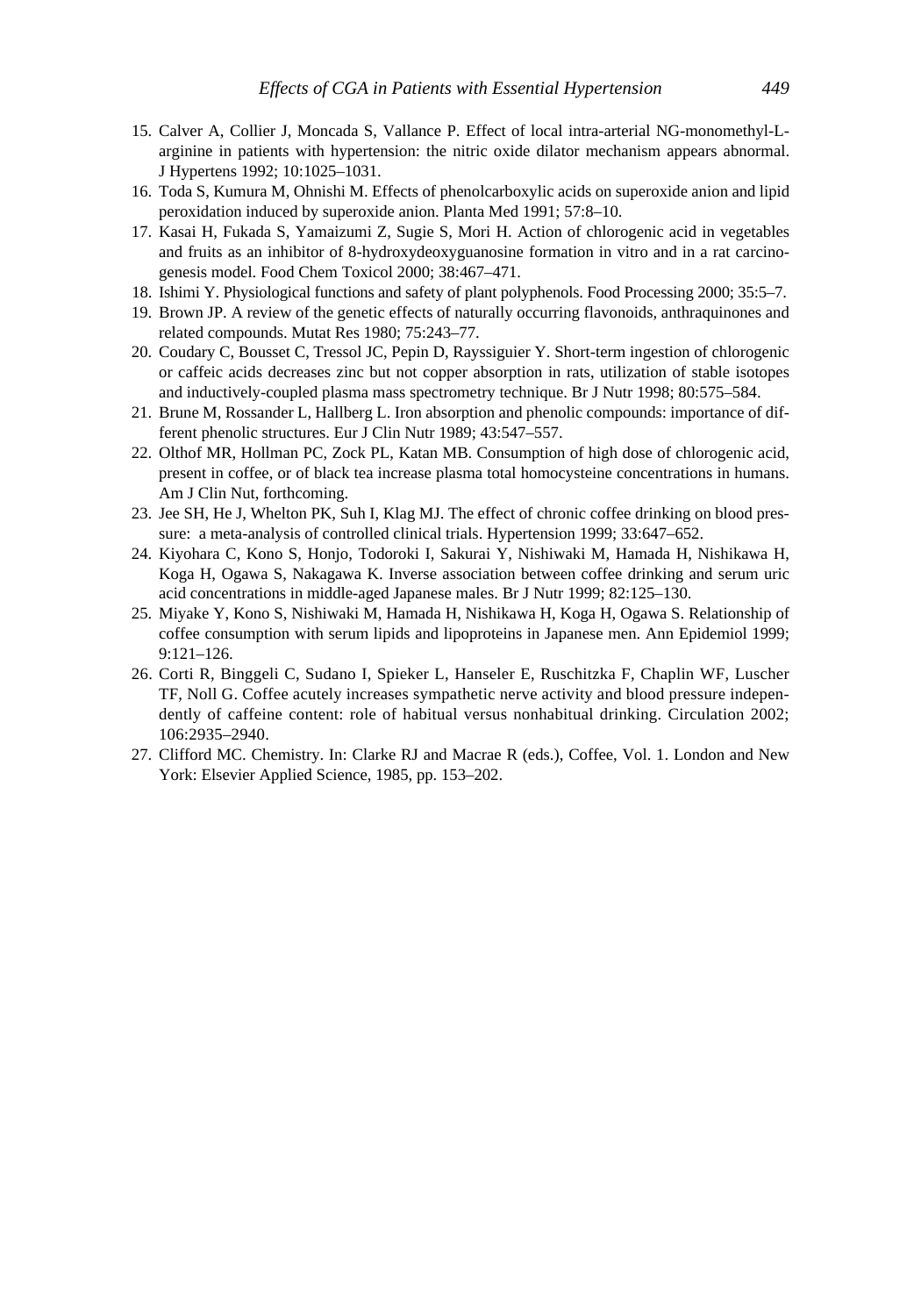15. Calver A, Collier J, Moncada S, Vallance P. Effect of local intra-arterial NG-monomethyl-L-arginine in patients with hypertension: the nitric oxide dilator mechanism appears abnormal. J Hypertens 1992; 10:1025–1031.
16. Toda S, Kumura M, Ohnishi M. Effects of phenolcarboxylic acids on superoxide anion and lipid peroxidation induced by superoxide anion. Planta Med 1991; 57:8–10.
17. Kasai H, Fukada S, Yamaizumi Z, Sugie S, Mori H. Action of chlorogenic acid in vegetables and fruits as an inhibitor of 8-hydroxydeoxyguanosine formation in vitro and in a rat carcinogenesis model. Food Chem Toxicol 2000; 38:467–471.
18. Ishimi Y. Physiological functions and safety of plant polyphenols. Food Processing 2000; 35:5–7.
19. Brown JP. A review of the genetic effects of naturally occurring flavonoids, anthraquinones and related compounds. Mutat Res 1980; 75:243–77.
20. Coudary C, Bousset C, Tressol JC, Pepin D, Rayssiguier Y. Short-term ingestion of chlorogenic or caffeic acids decreases zinc but not copper absorption in rats, utilization of stable isotopes and inductively-coupled plasma mass spectrometry technique. Br J Nutr 1998; 80:575–584.
21. Brune M, Rossander L, Hallberg L. Iron absorption and phenolic compounds: importance of different phenolic structures. Eur J Clin Nutr 1989; 43:547–557.
22. Olthof MR, Hollman PC, Zock PL, Katan MB. Consumption of high dose of chlorogenic acid, present in coffee, or of black tea increase plasma total homocysteine concentrations in humans. Am J Clin Nut, forthcoming.
23. Jee SH, He J, Whelton PK, Suh I, Klag MJ. The effect of chronic coffee drinking on blood pressure: a meta-analysis of controlled clinical trials. Hypertension 1999; 33:647–652.
24. Kiyohara C, Kono S, Honjo, Todoroki I, Sakurai Y, Nishiwaki M, Hamada H, Nishikawa H, Koga H, Ogawa S, Nakagawa K. Inverse association between coffee drinking and serum uric acid concentrations in middle-aged Japanese males. Br J Nutr 1999; 82:125–130.
25. Miyake Y, Kono S, Nishiwaki M, Hamada H, Nishikawa H, Koga H, Ogawa S. Relationship of coffee consumption with serum lipids and lipoproteins in Japanese men. Ann Epidemiol 1999; 9:121–126.
26. Corti R, Binggeli C, Sudano I, Spieker L, Hanseler E, Ruschitzka F, Chaplin WF, Luscher TF, Noll G. Coffee acutely increases sympathetic nerve activity and blood pressure independently of caffeine content: role of habitual versus nonhabitual drinking. Circulation 2002; 106:2935–2940.
27. Clifford MC. Chemistry. In: Clarke RJ and Macrae R (eds.), Coffee, Vol. 1. London and New York: Elsevier Applied Science, 1985, pp. 153–202.